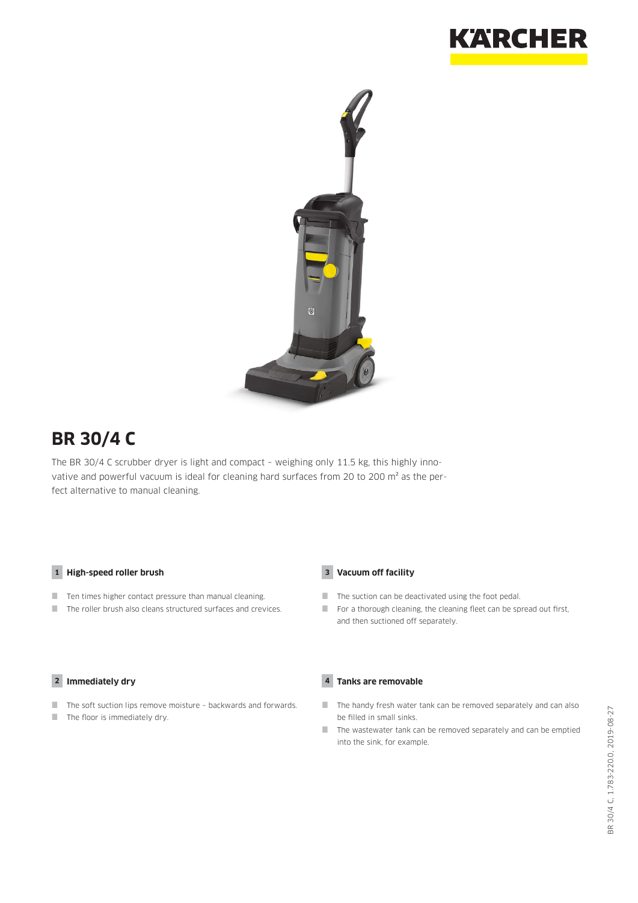# BR 30/4 C

The BR 30/4 C scrubber dryer is light and compact – weighing only 11.5 kg, this highly innovative and powerful vacuum is ideal for cleaning hard surfaces from 20 to 200 m² as the perfect alternative to manual cleaning.

### 1 High-speed roller brush

- Ten times higher contact pressure than manual cleaning.
- The roller brush also cleans structured surfaces and crevices.

### 2 Immediately dry

- The soft suction lips remove moisture – backwards and forwards.
- The floor is immediately dry.

### 3 Vacuum off facility

- The suction can be deactivated using the foot pedal.
- For a thorough cleaning, the cleaning fleet can be spread out first, and then suctioned off separately.

### 4 Tanks are removable

- The handy fresh water tank can be removed separately and can also be filled in small sinks.
- The wastewater tank can be removed separately and can be emptied into the sink, for example.

BR 30/4 C, 1.783-220.0, 2019-08-27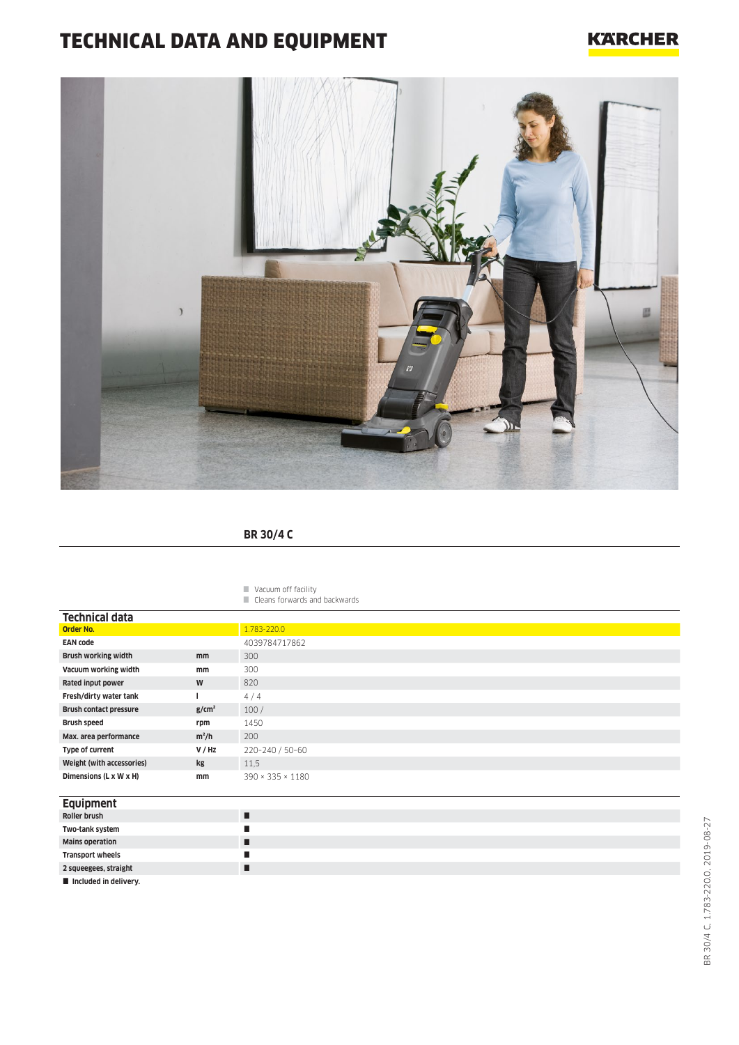# TECHNICAL DATA AND EQUIPMENT

## BR 30/4 C

- Vacuum off facility
- Cleans forwards and backwards

## Technical data

| | | BR 30/4 C |
|---|---|---|
| **Order No.** | | 1.783-220.0 |
| **EAN code** | | 4039784717862 |
| **Brush working width** | mm | 300 |
| **Vacuum working width** | mm | 300 |
| **Rated input power** | W | 820 |
| **Fresh/dirty water tank** | l | 4 / 4 |
| **Brush contact pressure** | $g/cm^2$ | 100 / |
| **Brush speed** | rpm | 1450 |
| **Max. area performance** | $m^2/h$ | 200 |
| **Type of current** | V / Hz | 220-240 / 50-60 |
| **Weight (with accessories)** | kg | 11,5 |
| **Dimensions (L x W x H)** | mm | 390 × 335 × 1180 |

## Equipment

| | |
|---|---|
| **Roller brush** | ■ |
| **Two-tank system** | ■ |
| **Mains operation** | ■ |
| **Transport wheels** | ■ |
| **2 squeegees, straight** | ■ |

■ Included in delivery.

BR 30/4 C, 1.783-220.0, 2019-08-27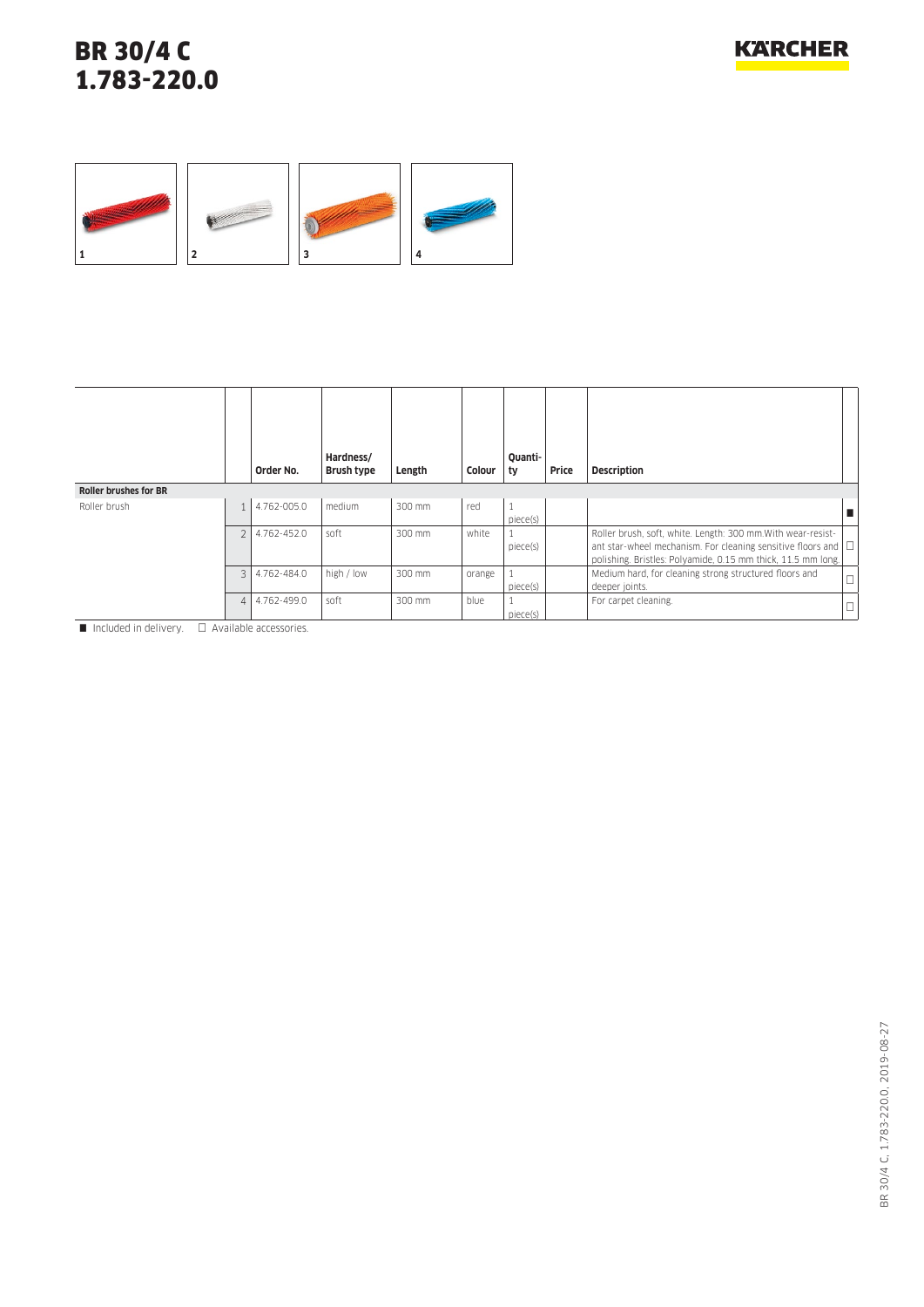# BR 30/4 C
# 1.783-220.0

1 2 3 4

| | | Order No. | Hardness/ Brush type | Length | Colour | Quantity | Price | Description | |
|---|---|---|---|---|---|---|---|---|---|
| **Roller brushes for BR** | | | | | | | | | |
| Roller brush | 1 | 4.762-005.0 | medium | 300 mm | red | 1 piece(s) | | | ■ |
| | 2 | 4.762-452.0 | soft | 300 mm | white | 1 piece(s) | | Roller brush, soft, white. Length: 300 mm.With wear-resistant star-wheel mechanism. For cleaning sensitive floors and polishing. Bristles: Polyamide, 0.15 mm thick, 11.5 mm long. | □ |
| | 3 | 4.762-484.0 | high / low | 300 mm | orange | 1 piece(s) | | Medium hard, for cleaning strong structured floors and deeper joints. | □ |
| | 4 | 4.762-499.0 | soft | 300 mm | blue | 1 piece(s) | | For carpet cleaning. | □ |

■ Included in delivery. □ Available accessories.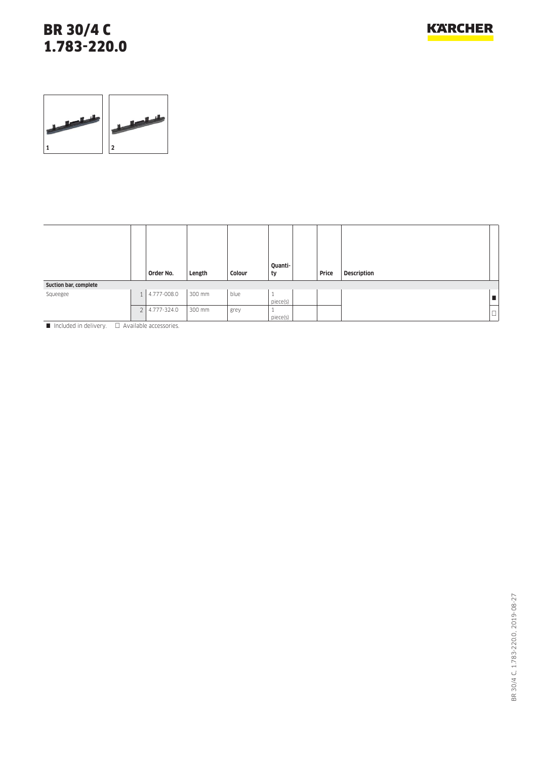# BR 30/4 C
# 1.783-220.0

| | | Order No. | Length | Colour | Quanti-ty | | Price | Description | |
|---|---|---|---|---|---|---|---|---|---|
| **Suction bar, complete** | | | | | | | | | |
| Squeegee | 1 | 4.777-008.0 | 300 mm | blue | 1 piece(s) | | | | ■ |
| | 2 | 4.777-324.0 | 300 mm | grey | 1 piece(s) | | | | □ |

■ Included in delivery. □ Available accessories.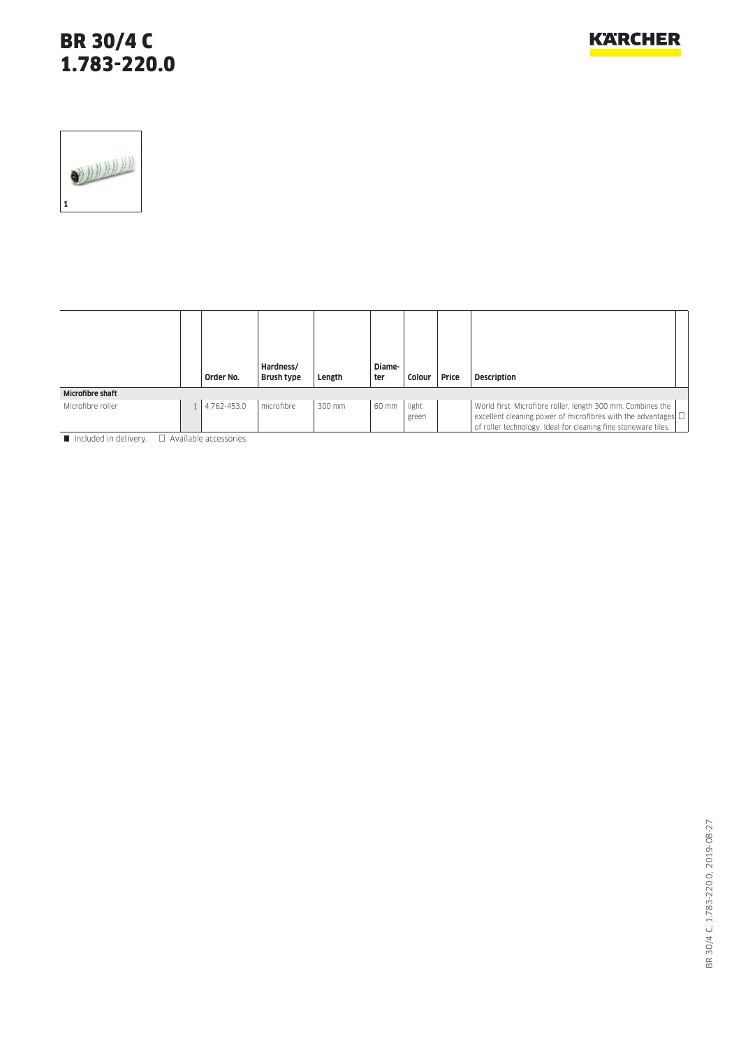# BR 30/4 C
# 1.783-220.0

1

| | | Order No. | Hardness/ Brush type | Length | Diame-ter | Colour | Price | Description | |
|---|---|---|---|---|---|---|---|---|---|
| **Microfibre shaft** | | | | | | | | | |
| Microfibre roller | 1 | 4.762-453.0 | microfibre | 300 mm | 60 mm | light green | | World first: Microfibre roller, length 300 mm. Combines the excellent cleaning power of microfibres with the advantages of roller technology. Ideal for cleaning fine stoneware tiles. | □ |

■ Included in delivery. □ Available accessories.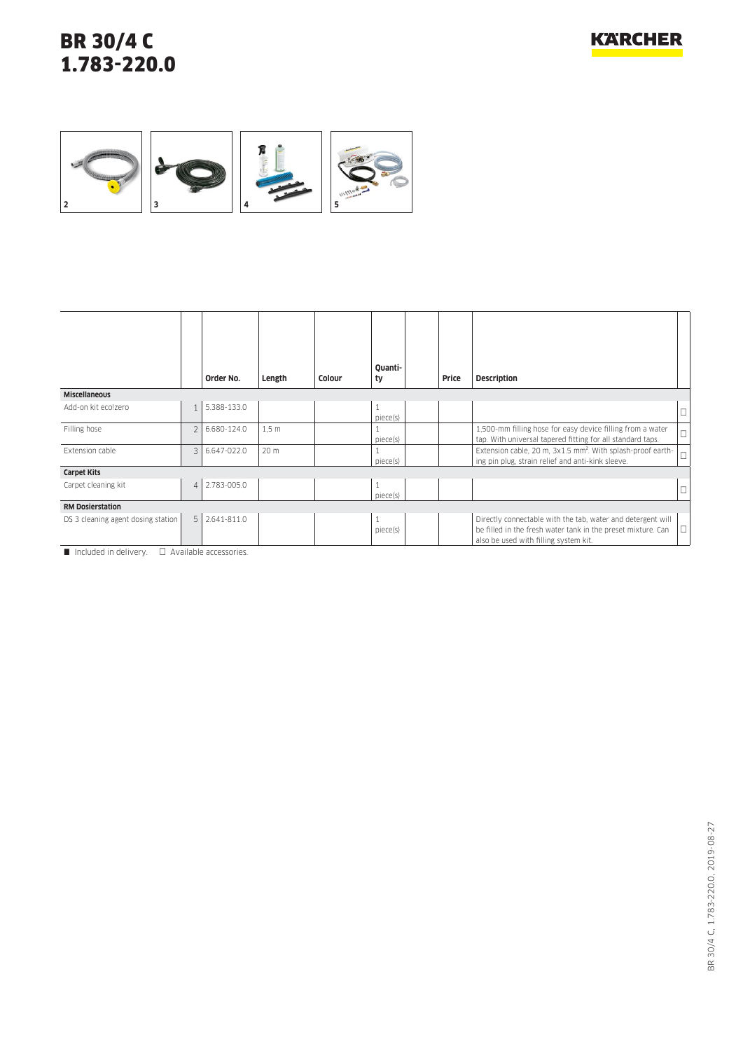# BR 30/4 C
# 1.783-220.0

2 3 4 5

| | | Order No. | Length | Colour | Quantity | | Price | Description | |
|---|---|---|---|---|---|---|---|---|---|
| **Miscellaneous** | | | | | | | | | |
| Add-on kit eco!zero | 1 | 5.388-133.0 | | | 1 piece(s) | | | | □ |
| Filling hose | 2 | 6.680-124.0 | 1,5 m | | 1 piece(s) | | | 1,500-mm filling hose for easy device filling from a water tap. With universal tapered fitting for all standard taps. | □ |
| Extension cable | 3 | 6.647-022.0 | 20 m | | 1 piece(s) | | | Extension cable, 20 m, 3x1.5 mm². With splash-proof earthing pin plug, strain relief and anti-kink sleeve. | □ |
| **Carpet Kits** | | | | | | | | | |
| Carpet cleaning kit | 4 | 2.783-005.0 | | | 1 piece(s) | | | | □ |
| **RM Dosierstation** | | | | | | | | | |
| DS 3 cleaning agent dosing station | 5 | 2.641-811.0 | | | 1 piece(s) | | | Directly connectable with the tab, water and detergent will be filled in the fresh water tank in the preset mixture. Can also be used with filling system kit. | □ |

■ Included in delivery. □ Available accessories.